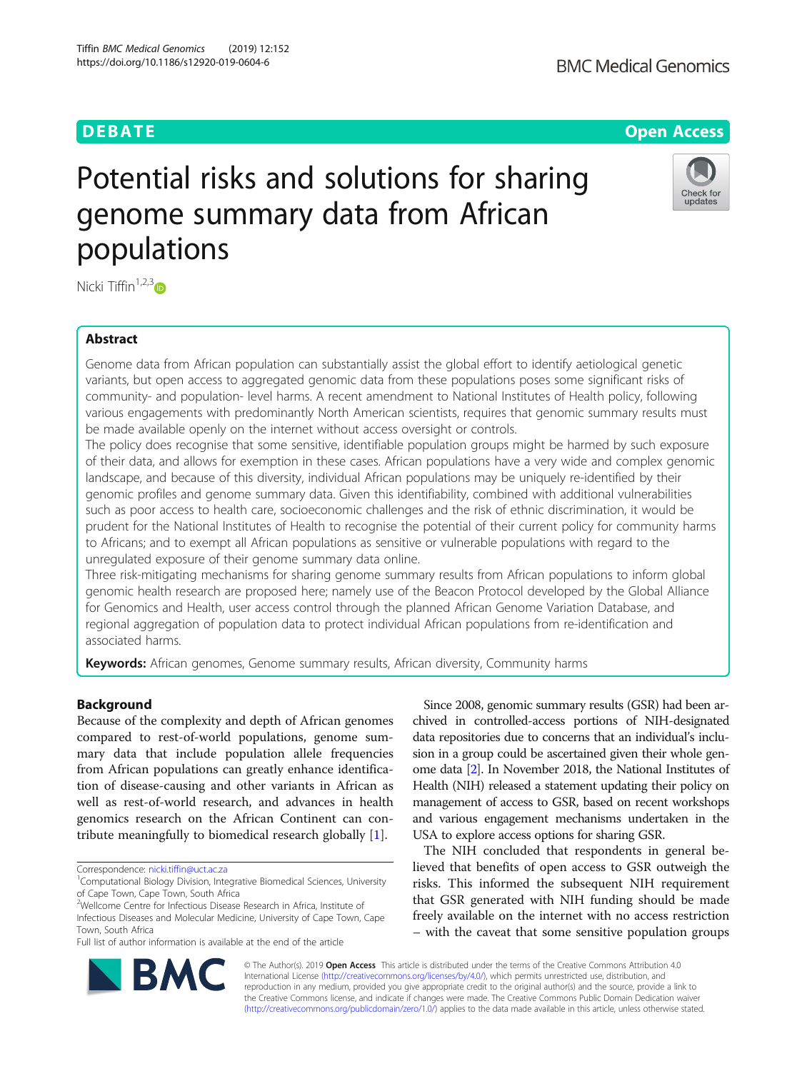**DEBATE** **Open Access**

# Potential risks and solutions for sharing genome summary data from African populations

Nicki Tiffin[1,2,3]

## Abstract

Genome data from African population can substantially assist the global effort to identify aetiological genetic variants, but open access to aggregated genomic data from these populations poses some significant risks of community- and population- level harms. A recent amendment to National Institutes of Health policy, following various engagements with predominantly North American scientists, requires that genomic summary results must be made available openly on the internet without access oversight or controls.

The policy does recognise that some sensitive, identifiable population groups might be harmed by such exposure of their data, and allows for exemption in these cases. African populations have a very wide and complex genomic landscape, and because of this diversity, individual African populations may be uniquely re-identified by their genomic profiles and genome summary data. Given this identifiability, combined with additional vulnerabilities such as poor access to health care, socioeconomic challenges and the risk of ethnic discrimination, it would be prudent for the National Institutes of Health to recognise the potential of their current policy for community harms to Africans; and to exempt all African populations as sensitive or vulnerable populations with regard to the unregulated exposure of their genome summary data online.

Three risk-mitigating mechanisms for sharing genome summary results from African populations to inform global genomic health research are proposed here; namely use of the Beacon Protocol developed by the Global Alliance for Genomics and Health, user access control through the planned African Genome Variation Database, and regional aggregation of population data to protect individual African populations from re-identification and associated harms.

**Keywords:** African genomes, Genome summary results, African diversity, Community harms

## Background

Because of the complexity and depth of African genomes compared to rest-of-world populations, genome summary data that include population allele frequencies from African populations can greatly enhance identification of disease-causing and other variants in African as well as rest-of-world research, and advances in health genomics research on the African Continent can contribute meaningfully to biomedical research globally [1].

Since 2008, genomic summary results (GSR) had been archived in controlled-access portions of NIH-designated data repositories due to concerns that an individual's inclusion in a group could be ascertained given their whole genome data [2]. In November 2018, the National Institutes of Health (NIH) released a statement updating their policy on management of access to GSR, based on recent workshops and various engagement mechanisms undertaken in the USA to explore access options for sharing GSR.

The NIH concluded that respondents in general believed that benefits of open access to GSR outweigh the risks. This informed the subsequent NIH requirement that GSR generated with NIH funding should be made freely available on the internet with no access restriction – with the caveat that some sensitive population groups

Correspondence: nicki.tiffin@uct.ac.za
[1]Computational Biology Division, Integrative Biomedical Sciences, University of Cape Town, Cape Town, South Africa
[2]Wellcome Centre for Infectious Disease Research in Africa, Institute of Infectious Diseases and Molecular Medicine, University of Cape Town, Cape Town, South Africa
Full list of author information is available at the end of the article

© The Author(s). 2019 **Open Access** This article is distributed under the terms of the Creative Commons Attribution 4.0 International License (http://creativecommons.org/licenses/by/4.0/), which permits unrestricted use, distribution, and reproduction in any medium, provided you give appropriate credit to the original author(s) and the source, provide a link to the Creative Commons license, and indicate if changes were made. The Creative Commons Public Domain Dedication waiver (http://creativecommons.org/publicdomain/zero/1.0/) applies to the data made available in this article, unless otherwise stated.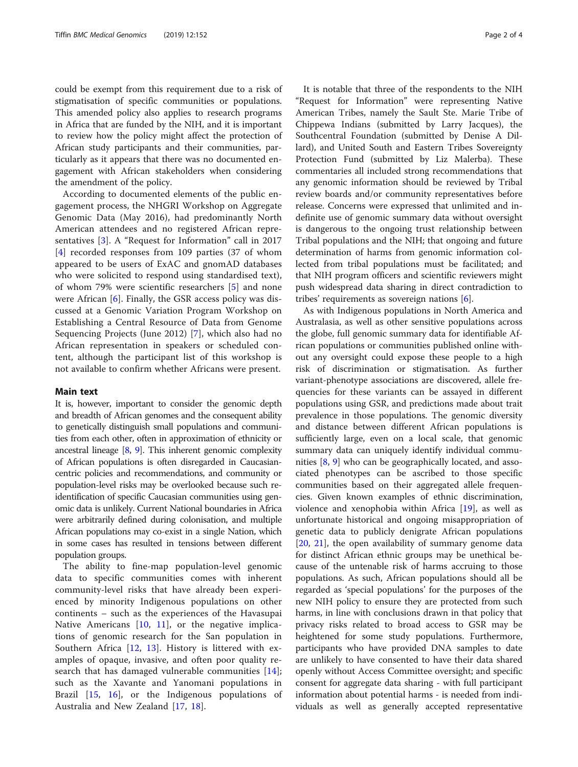could be exempt from this requirement due to a risk of stigmatisation of specific communities or populations. This amended policy also applies to research programs in Africa that are funded by the NIH, and it is important to review how the policy might affect the protection of African study participants and their communities, particularly as it appears that there was no documented engagement with African stakeholders when considering the amendment of the policy.

According to documented elements of the public engagement process, the NHGRI Workshop on Aggregate Genomic Data (May 2016), had predominantly North American attendees and no registered African representatives [3]. A "Request for Information" call in 2017 [4] recorded responses from 109 parties (37 of whom appeared to be users of ExAC and gnomAD databases who were solicited to respond using standardised text), of whom 79% were scientific researchers [5] and none were African [6]. Finally, the GSR access policy was discussed at a Genomic Variation Program Workshop on Establishing a Central Resource of Data from Genome Sequencing Projects (June 2012) [7], which also had no African representation in speakers or scheduled content, although the participant list of this workshop is not available to confirm whether Africans were present.

## Main text

It is, however, important to consider the genomic depth and breadth of African genomes and the consequent ability to genetically distinguish small populations and communities from each other, often in approximation of ethnicity or ancestral lineage [8, 9]. This inherent genomic complexity of African populations is often disregarded in Caucasian-centric policies and recommendations, and community or population-level risks may be overlooked because such re-identification of specific Caucasian communities using genomic data is unlikely. Current National boundaries in Africa were arbitrarily defined during colonisation, and multiple African populations may co-exist in a single Nation, which in some cases has resulted in tensions between different population groups.

The ability to fine-map population-level genomic data to specific communities comes with inherent community-level risks that have already been experienced by minority Indigenous populations on other continents – such as the experiences of the Havasupai Native Americans [10, 11], or the negative implications of genomic research for the San population in Southern Africa [12, 13]. History is littered with examples of opaque, invasive, and often poor quality research that has damaged vulnerable communities [14]; such as the Xavante and Yanomani populations in Brazil [15, 16], or the Indigenous populations of Australia and New Zealand [17, 18].

It is notable that three of the respondents to the NIH "Request for Information" were representing Native American Tribes, namely the Sault Ste. Marie Tribe of Chippewa Indians (submitted by Larry Jacques), the Southcentral Foundation (submitted by Denise A Dillard), and United South and Eastern Tribes Sovereignty Protection Fund (submitted by Liz Malerba). These commentaries all included strong recommendations that any genomic information should be reviewed by Tribal review boards and/or community representatives before release. Concerns were expressed that unlimited and indefinite use of genomic summary data without oversight is dangerous to the ongoing trust relationship between Tribal populations and the NIH; that ongoing and future determination of harms from genomic information collected from tribal populations must be facilitated; and that NIH program officers and scientific reviewers might push widespread data sharing in direct contradiction to tribes' requirements as sovereign nations [6].

As with Indigenous populations in North America and Australasia, as well as other sensitive populations across the globe, full genomic summary data for identifiable African populations or communities published online without any oversight could expose these people to a high risk of discrimination or stigmatisation. As further variant-phenotype associations are discovered, allele frequencies for these variants can be assayed in different populations using GSR, and predictions made about trait prevalence in those populations. The genomic diversity and distance between different African populations is sufficiently large, even on a local scale, that genomic summary data can uniquely identify individual communities [8, 9] who can be geographically located, and associated phenotypes can be ascribed to those specific communities based on their aggregated allele frequencies. Given known examples of ethnic discrimination, violence and xenophobia within Africa [19], as well as unfortunate historical and ongoing misappropriation of genetic data to publicly denigrate African populations [20, 21], the open availability of summary genome data for distinct African ethnic groups may be unethical because of the untenable risk of harms accruing to those populations. As such, African populations should all be regarded as 'special populations' for the purposes of the new NIH policy to ensure they are protected from such harms, in line with conclusions drawn in that policy that privacy risks related to broad access to GSR may be heightened for some study populations. Furthermore, participants who have provided DNA samples to date are unlikely to have consented to have their data shared openly without Access Committee oversight; and specific consent for aggregate data sharing - with full participant information about potential harms - is needed from individuals as well as generally accepted representative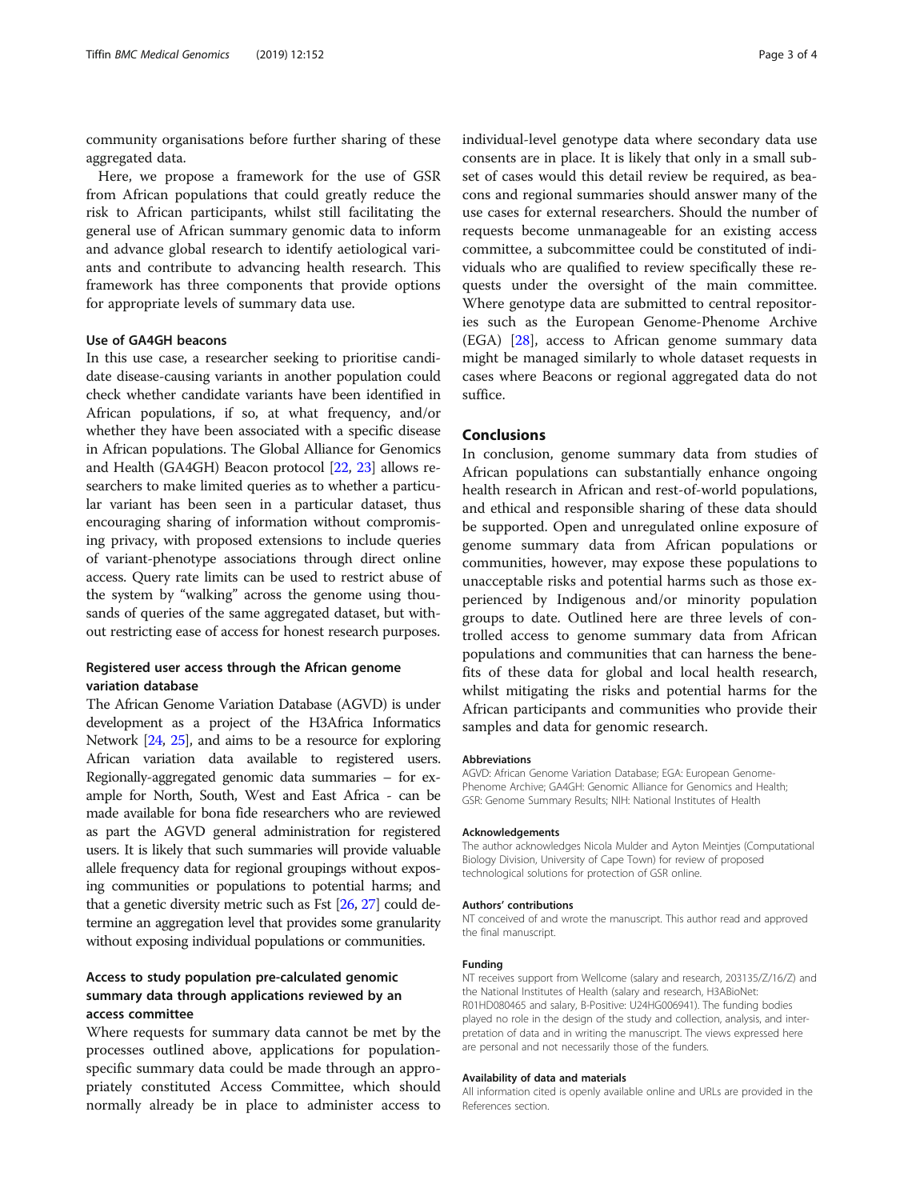community organisations before further sharing of these aggregated data.

Here, we propose a framework for the use of GSR from African populations that could greatly reduce the risk to African participants, whilst still facilitating the general use of African summary genomic data to inform and advance global research to identify aetiological variants and contribute to advancing health research. This framework has three components that provide options for appropriate levels of summary data use.

### Use of GA4GH beacons

In this use case, a researcher seeking to prioritise candidate disease-causing variants in another population could check whether candidate variants have been identified in African populations, if so, at what frequency, and/or whether they have been associated with a specific disease in African populations. The Global Alliance for Genomics and Health (GA4GH) Beacon protocol [22, 23] allows researchers to make limited queries as to whether a particular variant has been seen in a particular dataset, thus encouraging sharing of information without compromising privacy, with proposed extensions to include queries of variant-phenotype associations through direct online access. Query rate limits can be used to restrict abuse of the system by "walking" across the genome using thousands of queries of the same aggregated dataset, but without restricting ease of access for honest research purposes.

### Registered user access through the African genome variation database

The African Genome Variation Database (AGVD) is under development as a project of the H3Africa Informatics Network [24, 25], and aims to be a resource for exploring African variation data available to registered users. Regionally-aggregated genomic data summaries – for example for North, South, West and East Africa - can be made available for bona fide researchers who are reviewed as part the AGVD general administration for registered users. It is likely that such summaries will provide valuable allele frequency data for regional groupings without exposing communities or populations to potential harms; and that a genetic diversity metric such as Fst [26, 27] could determine an aggregation level that provides some granularity without exposing individual populations or communities.

### Access to study population pre-calculated genomic summary data through applications reviewed by an access committee

Where requests for summary data cannot be met by the processes outlined above, applications for population-specific summary data could be made through an appropriately constituted Access Committee, which should normally already be in place to administer access to individual-level genotype data where secondary data use consents are in place. It is likely that only in a small subset of cases would this detail review be required, as beacons and regional summaries should answer many of the use cases for external researchers. Should the number of requests become unmanageable for an existing access committee, a subcommittee could be constituted of individuals who are qualified to review specifically these requests under the oversight of the main committee. Where genotype data are submitted to central repositories such as the European Genome-Phenome Archive (EGA) [28], access to African genome summary data might be managed similarly to whole dataset requests in cases where Beacons or regional aggregated data do not suffice.

## Conclusions

In conclusion, genome summary data from studies of African populations can substantially enhance ongoing health research in African and rest-of-world populations, and ethical and responsible sharing of these data should be supported. Open and unregulated online exposure of genome summary data from African populations or communities, however, may expose these populations to unacceptable risks and potential harms such as those experienced by Indigenous and/or minority population groups to date. Outlined here are three levels of controlled access to genome summary data from African populations and communities that can harness the benefits of these data for global and local health research, whilst mitigating the risks and potential harms for the African participants and communities who provide their samples and data for genomic research.

#### Abbreviations

AGVD: African Genome Variation Database; EGA: European Genome-Phenome Archive; GA4GH: Genomic Alliance for Genomics and Health; GSR: Genome Summary Results; NIH: National Institutes of Health

#### Acknowledgements

The author acknowledges Nicola Mulder and Ayton Meintjes (Computational Biology Division, University of Cape Town) for review of proposed technological solutions for protection of GSR online.

#### Authors' contributions

NT conceived of and wrote the manuscript. This author read and approved the final manuscript.

#### Funding

NT receives support from Wellcome (salary and research, 203135/Z/16/Z) and the National Institutes of Health (salary and research, H3ABioNet: R01HD080465 and salary, B-Positive: U24HG006941). The funding bodies played no role in the design of the study and collection, analysis, and interpretation of data and in writing the manuscript. The views expressed here are personal and not necessarily those of the funders.

#### Availability of data and materials

All information cited is openly available online and URLs are provided in the References section.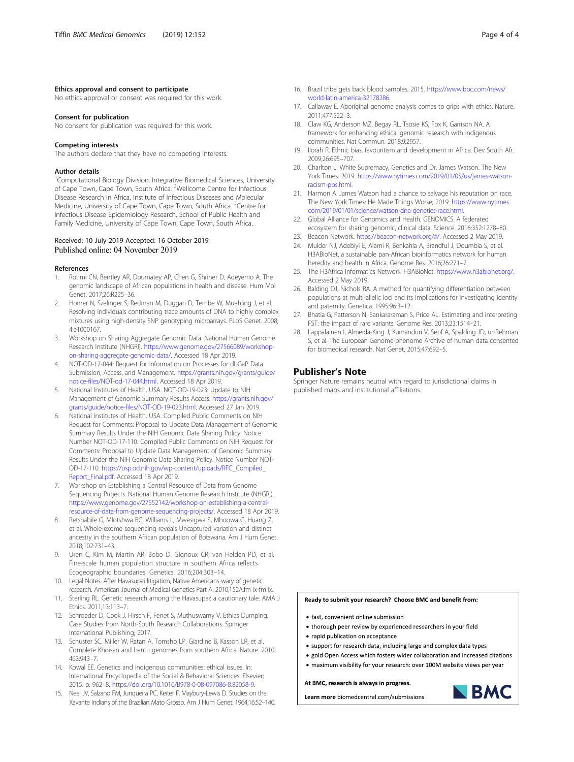### Ethics approval and consent to participate

No ethics approval or consent was required for this work.

### Consent for publication

No consent for publication was required for this work.

### Competing interests

The authors declare that they have no competing interests.

### Author details

[1]Computational Biology Division, Integrative Biomedical Sciences, University of Cape Town, Cape Town, South Africa. [2]Wellcome Centre for Infectious Disease Research in Africa, Institute of Infectious Diseases and Molecular Medicine, University of Cape Town, Cape Town, South Africa. [3]Centre for Infectious Disease Epidemiology Research, School of Public Health and Family Medicine, University of Cape Town, Cape Town, South Africa.

Received: 10 July 2019 Accepted: 16 October 2019
Published online: 04 November 2019

### References

1. Rotimi CN, Bentley AR, Doumatey AP, Chen G, Shriner D, Adeyemo A. The genomic landscape of African populations in health and disease. Hum Mol Genet. 2017;26:R225–36.
2. Homer N, Szelinger S, Redman M, Duggan D, Tembe W, Muehling J, et al. Resolving individuals contributing trace amounts of DNA to highly complex mixtures using high-density SNP genotyping microarrays. PLoS Genet. 2008;4:e1000167.
3. Workshop on Sharing Aggregate Genomic Data. National Human Genome Research Institute (NHGRI). https://www.genome.gov/27566089/workshop-on-sharing-aggregate-genomic-data/. Accessed 18 Apr 2019.
4. NOT-OD-17-044: Request for Information on Processes for dbGaP Data Submission, Access, and Management. https://grants.nih.gov/grants/guide/notice-files/NOT-od-17-044.html. Accessed 18 Apr 2019.
5. National Institutes of Health, USA. NOT-OD-19-023: Update to NIH Management of Genomic Summary Results Access. https://grants.nih.gov/grants/guide/notice-files/NOT-OD-19-023.html. Accessed 27 Jan 2019.
6. National Institutes of Health, USA. Compiled Public Comments on NIH Request for Comments: Proposal to Update Data Management of Genomic Summary Results Under the NIH Genomic Data Sharing Policy. Notice Number NOT-OD-17-110. Compiled Public Comments on NIH Request for Comments: Proposal to Update Data Management of Genomic Summary Results Under the NIH Genomic Data Sharing Policy. Notice Number NOT-OD-17-110. https://osp.od.nih.gov/wp-content/uploads/RFC_Compiled_Report_Final.pdf. Accessed 18 Apr 2019.
7. Workshop on Establishing a Central Resource of Data from Genome Sequencing Projects. National Human Genome Research Institute (NHGRI). https://www.genome.gov/27552142/workshop-on-establishing-a-central-resource-of-data-from-genome-sequencing-projects/. Accessed 18 Apr 2019.
8. Retshabile G, Mlotshwa BC, Williams L, Mwesigwa S, Mboowa G, Huang Z, et al. Whole-exome sequencing reveals Uncaptured variation and distinct ancestry in the southern African population of Botswana. Am J Hum Genet. 2018;102:731–43.
9. Uren C, Kim M, Martin AR, Bobo D, Gignoux CR, van Helden PD, et al. Fine-scale human population structure in southern Africa reflects Ecogeographic boundaries. Genetics. 2016;204:303–14.
10. Legal Notes. After Havasupai litigation, Native Americans wary of genetic research. American Journal of Medical Genetics Part A. 2010;152A:fm ix-fm ix.
11. Sterling RL. Genetic research among the Havasupai: a cautionary tale. AMA J Ethics. 2011;13:113–7.
12. Schroeder D, Cook J, Hirsch F, Fenet S, Muthuswamy V. Ethics Dumping: Case Studies from North-South Research Collaborations. Springer International Publishing; 2017.
13. Schuster SC, Miller W, Ratan A, Tomsho LP, Giardine B, Kasson LR, et al. Complete Khoisan and bantu genomes from southern Africa. Nature. 2010;463:943–7.
14. Kowal EE. Genetics and indigenous communities: ethical issues. In: International Encyclopedia of the Social & Behavioral Sciences. Elsevier; 2015. p. 962–8. https://doi.org/10.1016/B978-0-08-097086-8.82058-9.
15. Neel JV, Salzano FM, Junqueira PC, Keiter F, Maybury-Lewis D. Studies on the Xavante Indians of the Brazilian Mato Grosso. Am J Hum Genet. 1964;16:52–140.
16. Brazil tribe gets back blood samples. 2015. https://www.bbc.com/news/world-latin-america-32178286.
17. Callaway E. Aboriginal genome analysis comes to grips with ethics. Nature. 2011;477:522–3.
18. Claw KG, Anderson MZ, Begay RL, Tsosie KS, Fox K, Garrison NA. A framework for enhancing ethical genomic research with indigenous communities. Nat Commun. 2018;9:2957.
19. Ilorah R. Ethnic bias, favouritism and development in Africa. Dev South Afr. 2009;26:695–707.
20. Charlton L. White Supremacy, Genetics and Dr. James Watson. The New York Times. 2019. https://www.nytimes.com/2019/01/05/us/james-watson-racism-pbs.html.
21. Harmon A. James Watson had a chance to salvage his reputation on race. The New York Times: He Made Things Worse; 2019. https://www.nytimes.com/2019/01/01/science/watson-dna-genetics-race.html.
22. Global Alliance for Genomics and Health. GENOMICS. A federated ecosystem for sharing genomic, clinical data. Science. 2016;352:1278–80.
23. Beacon Network. https://beacon-network.org/#/. Accessed 2 May 2019.
24. Mulder NJ, Adebiyi E, Alami R, Benkahla A, Brandful J, Doumbia S, et al. H3ABioNet, a sustainable pan-African bioinformatics network for human heredity and health in Africa. Genome Res. 2016;26:271–7.
25. The H3Africa Informatics Network. H3ABioNet. https://www.h3abionet.org/. Accessed 2 May 2019.
26. Balding DJ, Nichols RA. A method for quantifying differentiation between populations at multi-allelic loci and its implications for investigating identity and paternity. Genetica. 1995;96:3–12.
27. Bhatia G, Patterson N, Sankararaman S, Price AL. Estimating and interpreting FST: the impact of rare variants. Genome Res. 2013;23:1514–21.
28. Lappalainen I, Almeida-King J, Kumanduri V, Senf A, Spalding JD, ur-Rehman S, et al. The European Genome-phenome Archive of human data consented for biomedical research. Nat Genet. 2015;47:692–5.

## Publisher's Note

Springer Nature remains neutral with regard to jurisdictional claims in published maps and institutional affiliations.

**Ready to submit your research? Choose BMC and benefit from:**

- fast, convenient online submission
- thorough peer review by experienced researchers in your field
- rapid publication on acceptance
- support for research data, including large and complex data types
- gold Open Access which fosters wider collaboration and increased citations
- maximum visibility for your research: over 100M website views per year

**At BMC, research is always in progress.**

**Learn more** biomedcentral.com/submissions

BMC